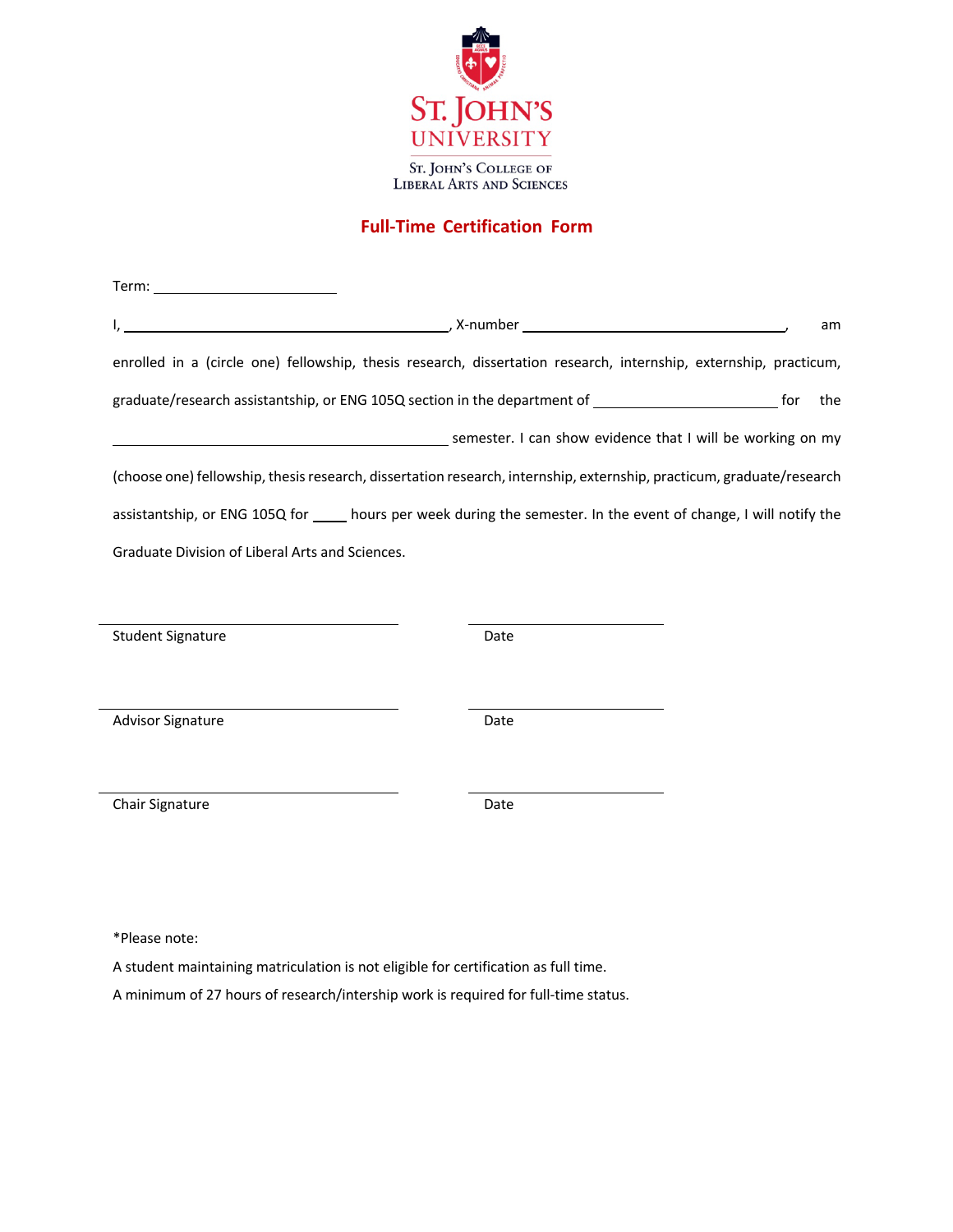St. John's University

St. John's College of Liberal Arts and Sciences

## Full-Time Certification Form

Term: ______________________

I, ________________________________________, X-number ________________________________, am enrolled in a (circle one) fellowship, thesis research, dissertation research, internship, externship, practicum, graduate/research assistantship, or ENG 105Q section in the department of ______________________ for the ________________________________________ semester. I can show evidence that I will be working on my (choose one) fellowship, thesis research, dissertation research, internship, externship, practicum, graduate/research assistantship, or ENG 105Q for ____ hours per week during the semester. In the event of change, I will notify the Graduate Division of Liberal Arts and Sciences.

| | |
|---|---|
| ________________________________ | ____________________ |
| Student Signature | Date |
| ________________________________ | ____________________ |
| Advisor Signature | Date |
| ________________________________ | ____________________ |
| Chair Signature | Date |

*Please note:

A student maintaining matriculation is not eligible for certification as full time.

A minimum of 27 hours of research/intership work is required for full-time status.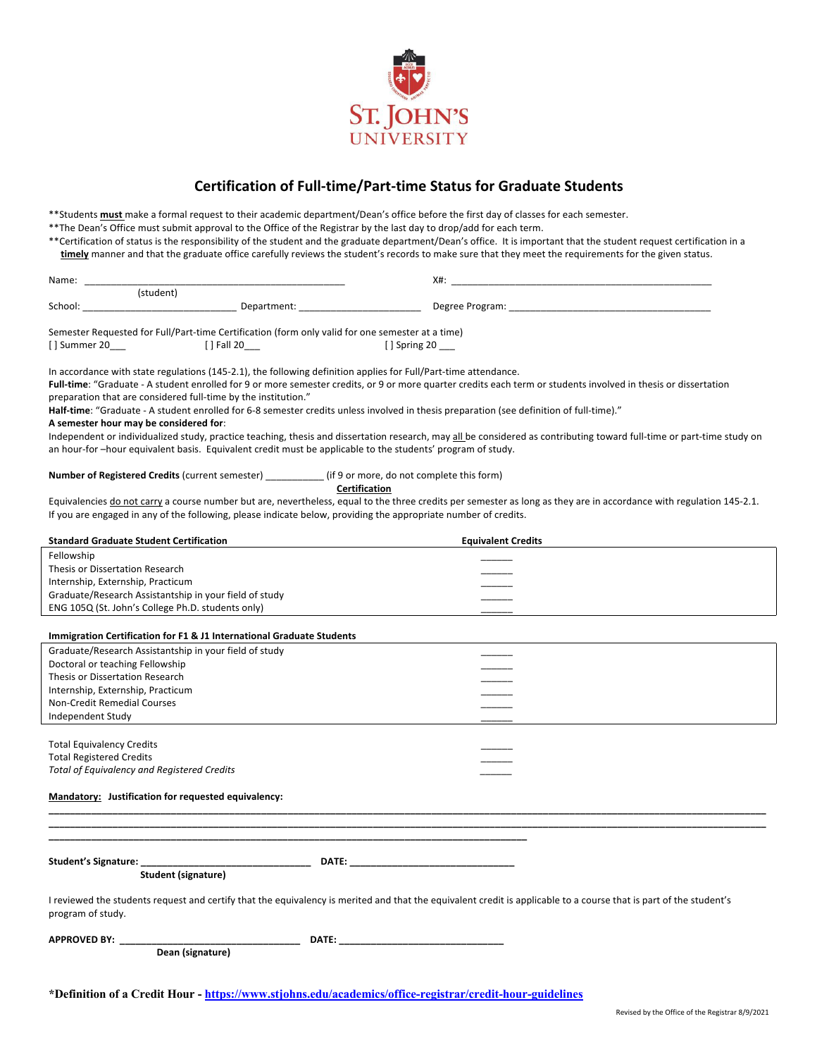ST. JOHN'S UNIVERSITY

# Certification of Full-time/Part-time Status for Graduate Students

**Students **must** make a formal request to their academic department/Dean's office before the first day of classes for each semester.
**The Dean's Office must submit approval to the Office of the Registrar by the last day to drop/add for each term.
**Certification of status is the responsibility of the student and the graduate department/Dean's office. It is important that the student request certification in a **timely** manner and that the graduate office carefully reviews the student's records to make sure that they meet the requirements for the given status.

Name: ______________________________________________ (student) X#: ______________________________________________

School: ___________________________ Department: ______________________ Degree Program: ____________________________________

Semester Requested for Full/Part-time Certification (form only valid for one semester at a time)
[ ] Summer 20___ [ ] Fall 20___ [ ] Spring 20 ___

In accordance with state regulations (145-2.1), the following definition applies for Full/Part-time attendance.
**Full-time**: "Graduate - A student enrolled for 9 or more semester credits, or 9 or more quarter credits each term or students involved in thesis or dissertation preparation that are considered full-time by the institution."
**Half-time**: "Graduate - A student enrolled for 6-8 semester credits unless involved in thesis preparation (see definition of full-time)."
**A semester hour may be considered for**:
Independent or individualized study, practice teaching, thesis and dissertation research, may all be considered as contributing toward full-time or part-time study on an hour-for –hour equivalent basis. Equivalent credit must be applicable to the students' program of study.

**Number of Registered Credits** (current semester) ___________ (if 9 or more, do not complete this form)

**Certification**

Equivalencies do not carry a course number but are, nevertheless, equal to the three credits per semester as long as they are in accordance with regulation 145-2.1. If you are engaged in any of the following, please indicate below, providing the appropriate number of credits.

| Standard Graduate Student Certification | Equivalent Credits |
| --- | --- |
| Fellowship | ______ |
| Thesis or Dissertation Research | ______ |
| Internship, Externship, Practicum | ______ |
| Graduate/Research Assistantship in your field of study | ______ |
| ENG 105Q (St. John's College Ph.D. students only) | ______ |

| Immigration Certification for F1 & J1 International Graduate Students | |
| --- | --- |
| Graduate/Research Assistantship in your field of study | ______ |
| Doctoral or teaching Fellowship | ______ |
| Thesis or Dissertation Research | ______ |
| Internship, Externship, Practicum | ______ |
| Non-Credit Remedial Courses | ______ |
| Independent Study | ______ |

| | |
| --- | --- |
| Total Equivalency Credits | ______ |
| Total Registered Credits | ______ |
| *Total of Equivalency and Registered Credits* | ______ |

**Mandatory: Justification for requested equivalency:**

______________________________________________________________________________________________________________
______________________________________________________________________________________________________________
__________________________________________________________________________

**Student's Signature:** _______________________________ **DATE:** _______________________________
**Student (signature)**

I reviewed the students request and certify that the equivalency is merited and that the equivalent credit is applicable to a course that is part of the student's program of study.

**APPROVED BY:** _________________________________ **DATE:** ______________________________
**Dean (signature)**

***Definition of a Credit Hour - https://www.stjohns.edu/academics/office-registrar/credit-hour-guidelines**

Revised by the Office of the Registrar 8/9/2021